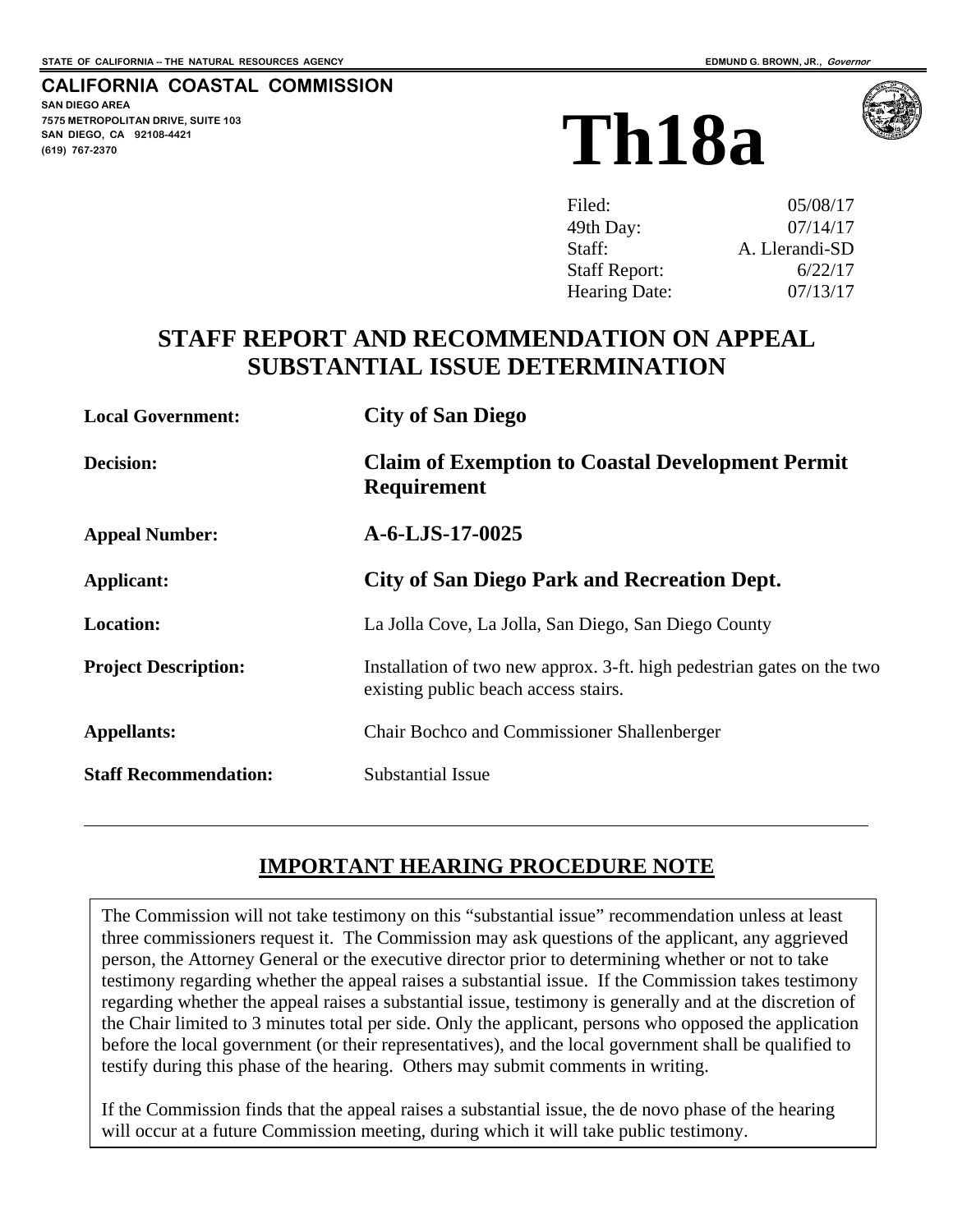STATE OF CALIFORNIA -- THE NATURAL RESOURCES AGENCY — EDMUND G. BROWN, JR., *Governor*

**CALIFORNIA COASTAL COMMISSION**
SAN DIEGO AREA
7575 METROPOLITAN DRIVE, SUITE 103
SAN DIEGO, CA 92108-4421
(619) 767-2370

# Th18a

| | |
|---|---|
| Filed: | 05/08/17 |
| 49th Day: | 07/14/17 |
| Staff: | A. Llerandi-SD |
| Staff Report: | 6/22/17 |
| Hearing Date: | 07/13/17 |

## STAFF REPORT AND RECOMMENDATION ON APPEAL SUBSTANTIAL ISSUE DETERMINATION

| | |
|---|---|
| **Local Government:** | **City of San Diego** |
| **Decision:** | **Claim of Exemption to Coastal Development Permit Requirement** |
| **Appeal Number:** | **A-6-LJS-17-0025** |
| **Applicant:** | **City of San Diego Park and Recreation Dept.** |
| **Location:** | La Jolla Cove, La Jolla, San Diego, San Diego County |
| **Project Description:** | Installation of two new approx. 3-ft. high pedestrian gates on the two existing public beach access stairs. |
| **Appellants:** | Chair Bochco and Commissioner Shallenberger |
| **Staff Recommendation:** | Substantial Issue |

---

## IMPORTANT HEARING PROCEDURE NOTE

The Commission will not take testimony on this "substantial issue" recommendation unless at least three commissioners request it. The Commission may ask questions of the applicant, any aggrieved person, the Attorney General or the executive director prior to determining whether or not to take testimony regarding whether the appeal raises a substantial issue. If the Commission takes testimony regarding whether the appeal raises a substantial issue, testimony is generally and at the discretion of the Chair limited to 3 minutes total per side. Only the applicant, persons who opposed the application before the local government (or their representatives), and the local government shall be qualified to testify during this phase of the hearing. Others may submit comments in writing.

If the Commission finds that the appeal raises a substantial issue, the de novo phase of the hearing will occur at a future Commission meeting, during which it will take public testimony.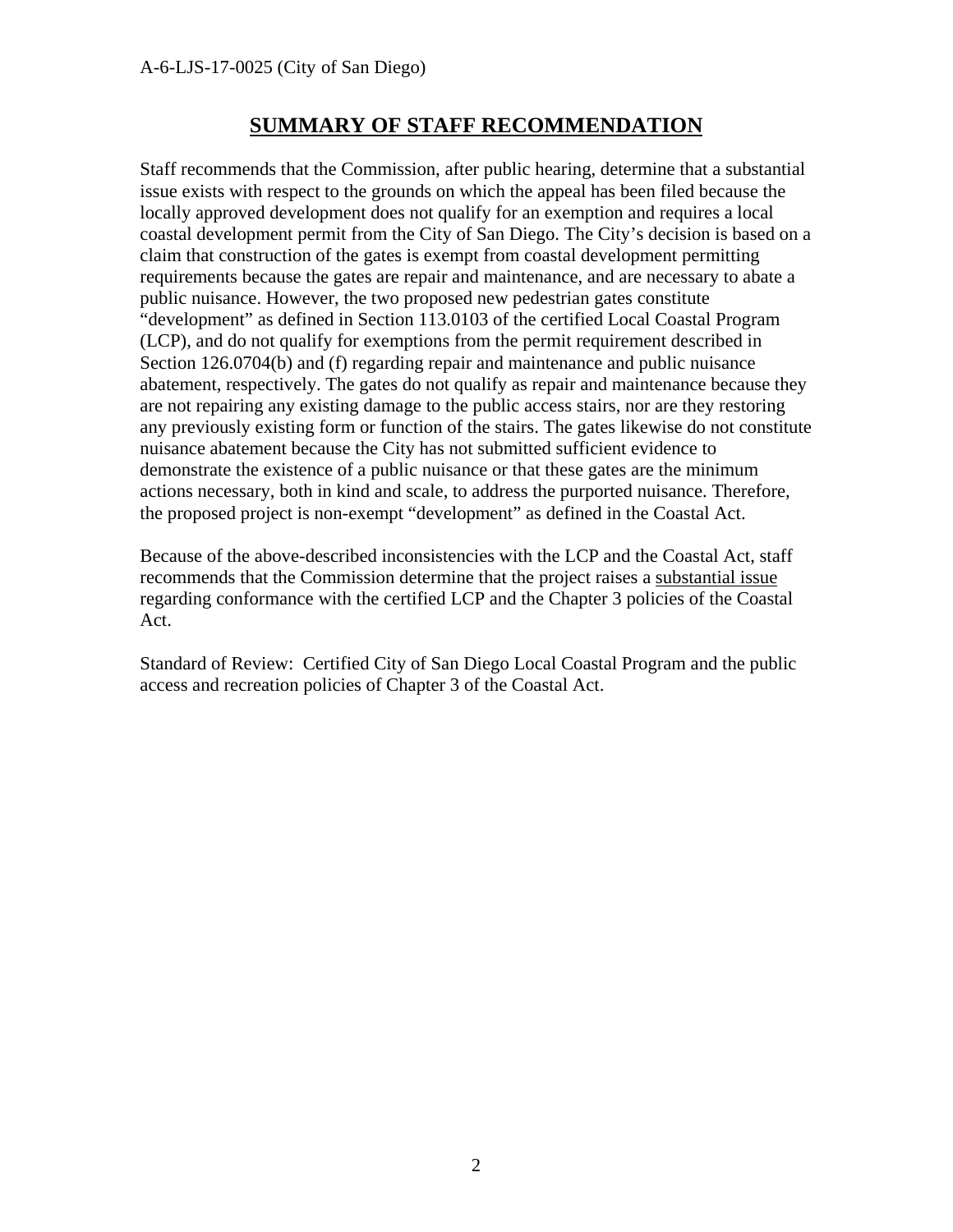## SUMMARY OF STAFF RECOMMENDATION

Staff recommends that the Commission, after public hearing, determine that a substantial issue exists with respect to the grounds on which the appeal has been filed because the locally approved development does not qualify for an exemption and requires a local coastal development permit from the City of San Diego. The City's decision is based on a claim that construction of the gates is exempt from coastal development permitting requirements because the gates are repair and maintenance, and are necessary to abate a public nuisance. However, the two proposed new pedestrian gates constitute "development" as defined in Section 113.0103 of the certified Local Coastal Program (LCP), and do not qualify for exemptions from the permit requirement described in Section 126.0704(b) and (f) regarding repair and maintenance and public nuisance abatement, respectively. The gates do not qualify as repair and maintenance because they are not repairing any existing damage to the public access stairs, nor are they restoring any previously existing form or function of the stairs. The gates likewise do not constitute nuisance abatement because the City has not submitted sufficient evidence to demonstrate the existence of a public nuisance or that these gates are the minimum actions necessary, both in kind and scale, to address the purported nuisance. Therefore, the proposed project is non-exempt "development" as defined in the Coastal Act.

Because of the above-described inconsistencies with the LCP and the Coastal Act, staff recommends that the Commission determine that the project raises a substantial issue regarding conformance with the certified LCP and the Chapter 3 policies of the Coastal Act.

Standard of Review: Certified City of San Diego Local Coastal Program and the public access and recreation policies of Chapter 3 of the Coastal Act.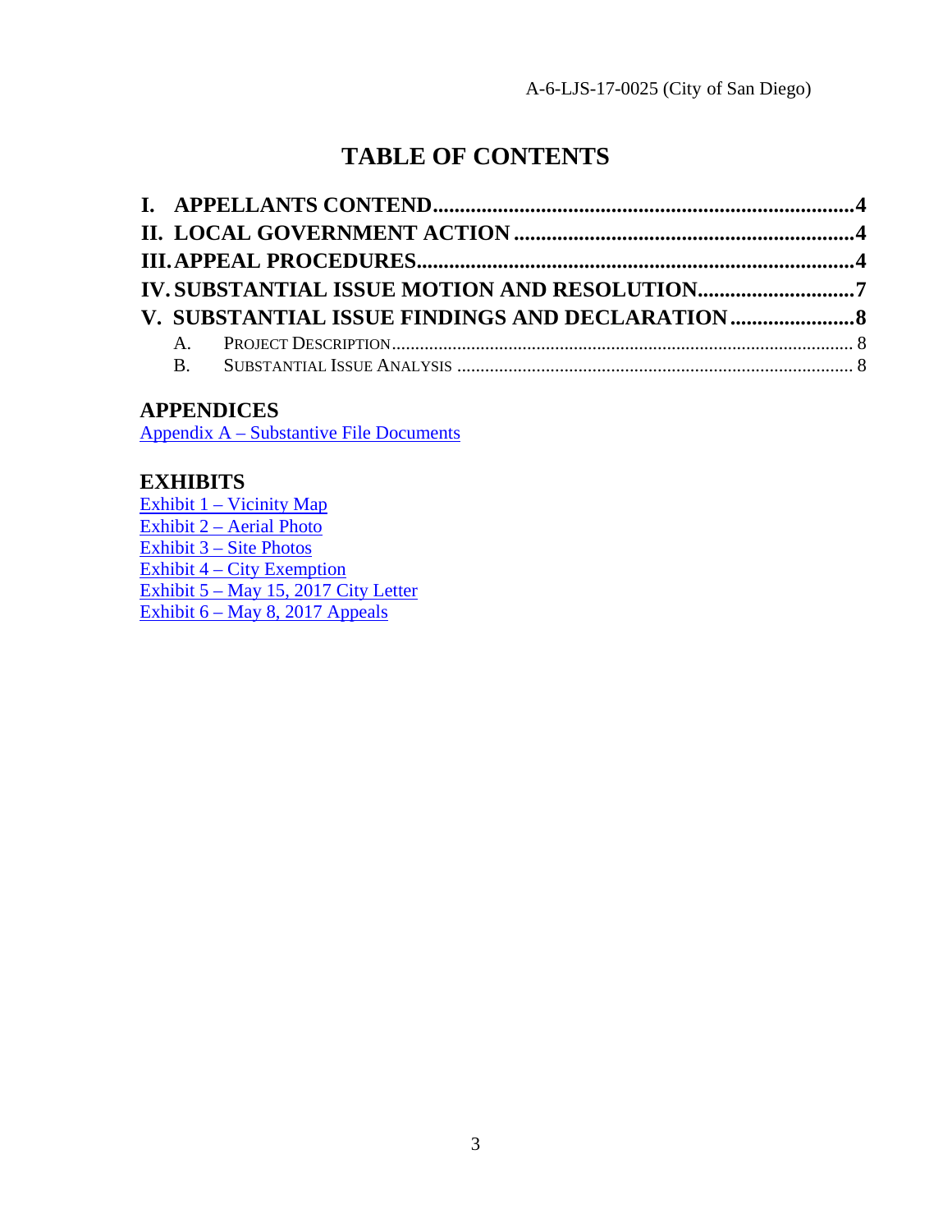# TABLE OF CONTENTS

**I. APPELLANTS CONTEND.............................................................................4**
**II. LOCAL GOVERNMENT ACTION ..............................................................4**
**III. APPEAL PROCEDURES...............................................................................4**
**IV. SUBSTANTIAL ISSUE MOTION AND RESOLUTION............................7**
**V. SUBSTANTIAL ISSUE FINDINGS AND DECLARATION.......................8**

A. PROJECT DESCRIPTION.................................................................................................. 8
B. SUBSTANTIAL ISSUE ANALYSIS .................................................................................... 8

## APPENDICES

Appendix A – Substantive File Documents

## EXHIBITS

Exhibit 1 – Vicinity Map
Exhibit 2 – Aerial Photo
Exhibit 3 – Site Photos
Exhibit 4 – City Exemption
Exhibit 5 – May 15, 2017 City Letter
Exhibit 6 – May 8, 2017 Appeals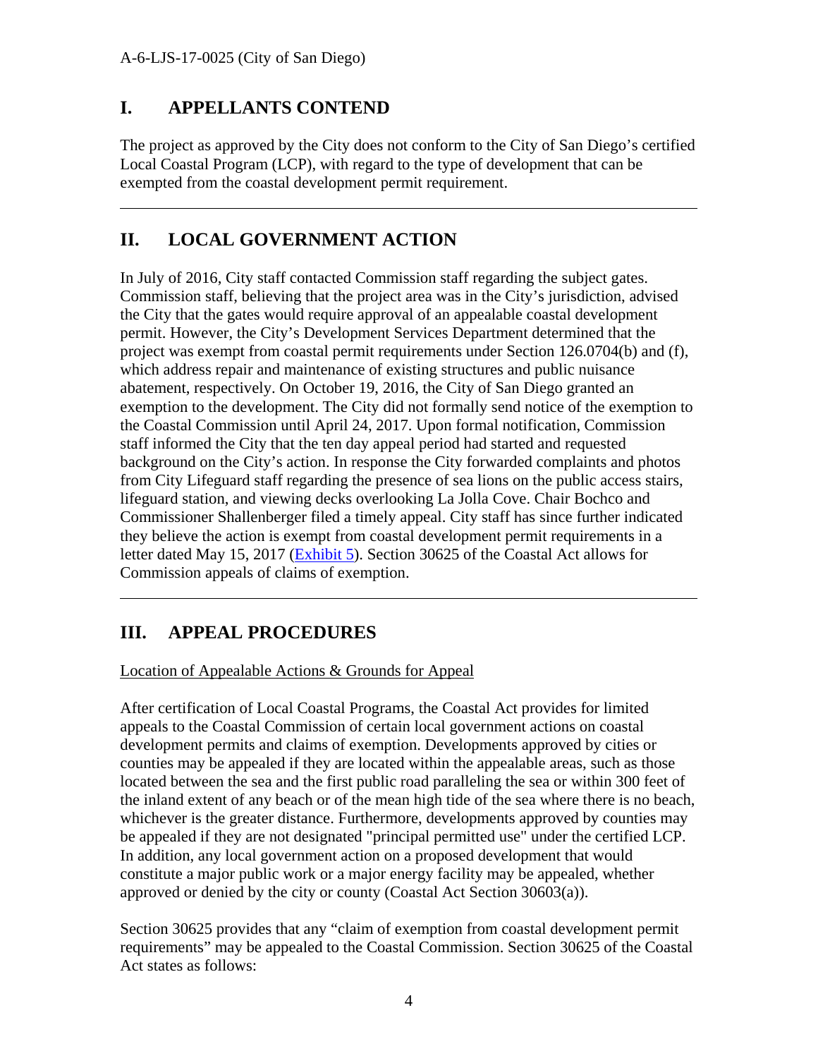## I. APPELLANTS CONTEND

The project as approved by the City does not conform to the City of San Diego's certified Local Coastal Program (LCP), with regard to the type of development that can be exempted from the coastal development permit requirement.

---

## II. LOCAL GOVERNMENT ACTION

In July of 2016, City staff contacted Commission staff regarding the subject gates. Commission staff, believing that the project area was in the City's jurisdiction, advised the City that the gates would require approval of an appealable coastal development permit. However, the City's Development Services Department determined that the project was exempt from coastal permit requirements under Section 126.0704(b) and (f), which address repair and maintenance of existing structures and public nuisance abatement, respectively. On October 19, 2016, the City of San Diego granted an exemption to the development. The City did not formally send notice of the exemption to the Coastal Commission until April 24, 2017. Upon formal notification, Commission staff informed the City that the ten day appeal period had started and requested background on the City's action. In response the City forwarded complaints and photos from City Lifeguard staff regarding the presence of sea lions on the public access stairs, lifeguard station, and viewing decks overlooking La Jolla Cove. Chair Bochco and Commissioner Shallenberger filed a timely appeal. City staff has since further indicated they believe the action is exempt from coastal development permit requirements in a letter dated May 15, 2017 (Exhibit 5). Section 30625 of the Coastal Act allows for Commission appeals of claims of exemption.

---

## III. APPEAL PROCEDURES

Location of Appealable Actions & Grounds for Appeal

After certification of Local Coastal Programs, the Coastal Act provides for limited appeals to the Coastal Commission of certain local government actions on coastal development permits and claims of exemption. Developments approved by cities or counties may be appealed if they are located within the appealable areas, such as those located between the sea and the first public road paralleling the sea or within 300 feet of the inland extent of any beach or of the mean high tide of the sea where there is no beach, whichever is the greater distance. Furthermore, developments approved by counties may be appealed if they are not designated "principal permitted use" under the certified LCP. In addition, any local government action on a proposed development that would constitute a major public work or a major energy facility may be appealed, whether approved or denied by the city or county (Coastal Act Section 30603(a)).

Section 30625 provides that any "claim of exemption from coastal development permit requirements" may be appealed to the Coastal Commission. Section 30625 of the Coastal Act states as follows: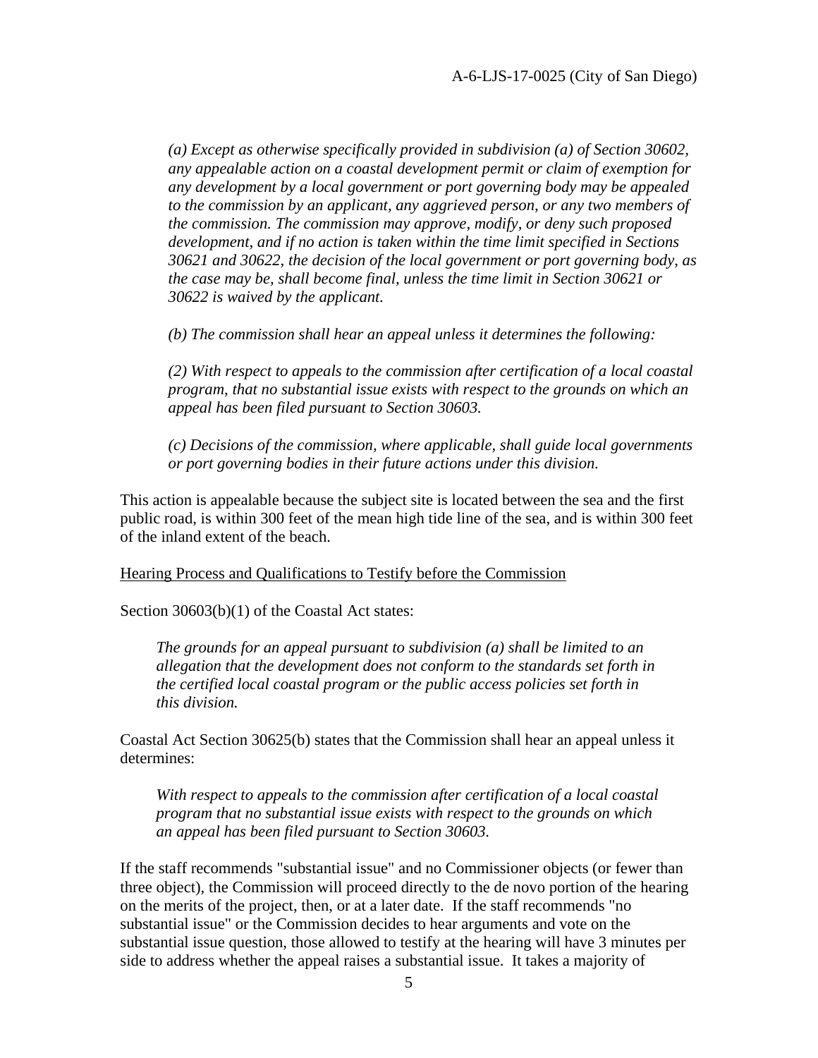*(a) Except as otherwise specifically provided in subdivision (a) of Section 30602, any appealable action on a coastal development permit or claim of exemption for any development by a local government or port governing body may be appealed to the commission by an applicant, any aggrieved person, or any two members of the commission. The commission may approve, modify, or deny such proposed development, and if no action is taken within the time limit specified in Sections 30621 and 30622, the decision of the local government or port governing body, as the case may be, shall become final, unless the time limit in Section 30621 or 30622 is waived by the applicant.*

*(b) The commission shall hear an appeal unless it determines the following:*

*(2) With respect to appeals to the commission after certification of a local coastal program, that no substantial issue exists with respect to the grounds on which an appeal has been filed pursuant to Section 30603.*

*(c) Decisions of the commission, where applicable, shall guide local governments or port governing bodies in their future actions under this division.*

This action is appealable because the subject site is located between the sea and the first public road, is within 300 feet of the mean high tide line of the sea, and is within 300 feet of the inland extent of the beach.

Hearing Process and Qualifications to Testify before the Commission

Section 30603(b)(1) of the Coastal Act states:

*The grounds for an appeal pursuant to subdivision (a) shall be limited to an allegation that the development does not conform to the standards set forth in the certified local coastal program or the public access policies set forth in this division.*

Coastal Act Section 30625(b) states that the Commission shall hear an appeal unless it determines:

*With respect to appeals to the commission after certification of a local coastal program that no substantial issue exists with respect to the grounds on which an appeal has been filed pursuant to Section 30603.*

If the staff recommends "substantial issue" and no Commissioner objects (or fewer than three object), the Commission will proceed directly to the de novo portion of the hearing on the merits of the project, then, or at a later date. If the staff recommends "no substantial issue" or the Commission decides to hear arguments and vote on the substantial issue question, those allowed to testify at the hearing will have 3 minutes per side to address whether the appeal raises a substantial issue. It takes a majority of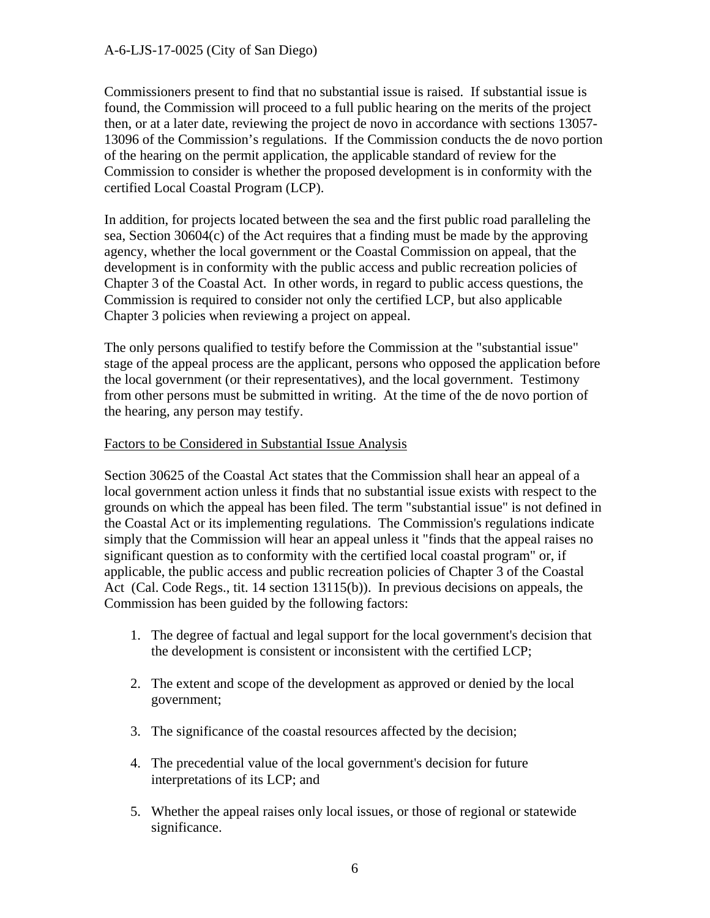Commissioners present to find that no substantial issue is raised. If substantial issue is found, the Commission will proceed to a full public hearing on the merits of the project then, or at a later date, reviewing the project de novo in accordance with sections 13057-13096 of the Commission's regulations. If the Commission conducts the de novo portion of the hearing on the permit application, the applicable standard of review for the Commission to consider is whether the proposed development is in conformity with the certified Local Coastal Program (LCP).

In addition, for projects located between the sea and the first public road paralleling the sea, Section 30604(c) of the Act requires that a finding must be made by the approving agency, whether the local government or the Coastal Commission on appeal, that the development is in conformity with the public access and public recreation policies of Chapter 3 of the Coastal Act. In other words, in regard to public access questions, the Commission is required to consider not only the certified LCP, but also applicable Chapter 3 policies when reviewing a project on appeal.

The only persons qualified to testify before the Commission at the "substantial issue" stage of the appeal process are the applicant, persons who opposed the application before the local government (or their representatives), and the local government. Testimony from other persons must be submitted in writing. At the time of the de novo portion of the hearing, any person may testify.

Factors to be Considered in Substantial Issue Analysis

Section 30625 of the Coastal Act states that the Commission shall hear an appeal of a local government action unless it finds that no substantial issue exists with respect to the grounds on which the appeal has been filed. The term "substantial issue" is not defined in the Coastal Act or its implementing regulations. The Commission's regulations indicate simply that the Commission will hear an appeal unless it "finds that the appeal raises no significant question as to conformity with the certified local coastal program" or, if applicable, the public access and public recreation policies of Chapter 3 of the Coastal Act (Cal. Code Regs., tit. 14 section 13115(b)). In previous decisions on appeals, the Commission has been guided by the following factors:

1. The degree of factual and legal support for the local government's decision that the development is consistent or inconsistent with the certified LCP;

2. The extent and scope of the development as approved or denied by the local government;

3. The significance of the coastal resources affected by the decision;

4. The precedential value of the local government's decision for future interpretations of its LCP; and

5. Whether the appeal raises only local issues, or those of regional or statewide significance.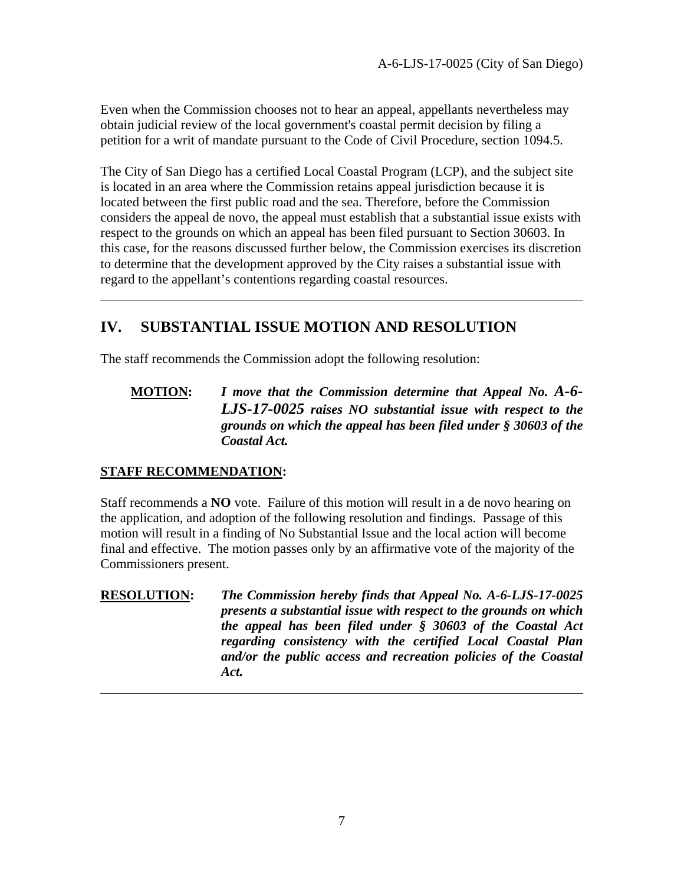Even when the Commission chooses not to hear an appeal, appellants nevertheless may obtain judicial review of the local government's coastal permit decision by filing a petition for a writ of mandate pursuant to the Code of Civil Procedure, section 1094.5.

The City of San Diego has a certified Local Coastal Program (LCP), and the subject site is located in an area where the Commission retains appeal jurisdiction because it is located between the first public road and the sea. Therefore, before the Commission considers the appeal de novo, the appeal must establish that a substantial issue exists with respect to the grounds on which an appeal has been filed pursuant to Section 30603. In this case, for the reasons discussed further below, the Commission exercises its discretion to determine that the development approved by the City raises a substantial issue with regard to the appellant's contentions regarding coastal resources.

---

## IV. SUBSTANTIAL ISSUE MOTION AND RESOLUTION

The staff recommends the Commission adopt the following resolution:

**MOTION:** ***I move that the Commission determine that Appeal No. A-6-LJS-17-0025 raises NO substantial issue with respect to the grounds on which the appeal has been filed under § 30603 of the Coastal Act.***

**STAFF RECOMMENDATION:**

Staff recommends a **NO** vote. Failure of this motion will result in a de novo hearing on the application, and adoption of the following resolution and findings. Passage of this motion will result in a finding of No Substantial Issue and the local action will become final and effective. The motion passes only by an affirmative vote of the majority of the Commissioners present.

**RESOLUTION:** ***The Commission hereby finds that Appeal No. A-6-LJS-17-0025 presents a substantial issue with respect to the grounds on which the appeal has been filed under § 30603 of the Coastal Act regarding consistency with the certified Local Coastal Plan and/or the public access and recreation policies of the Coastal Act.***

---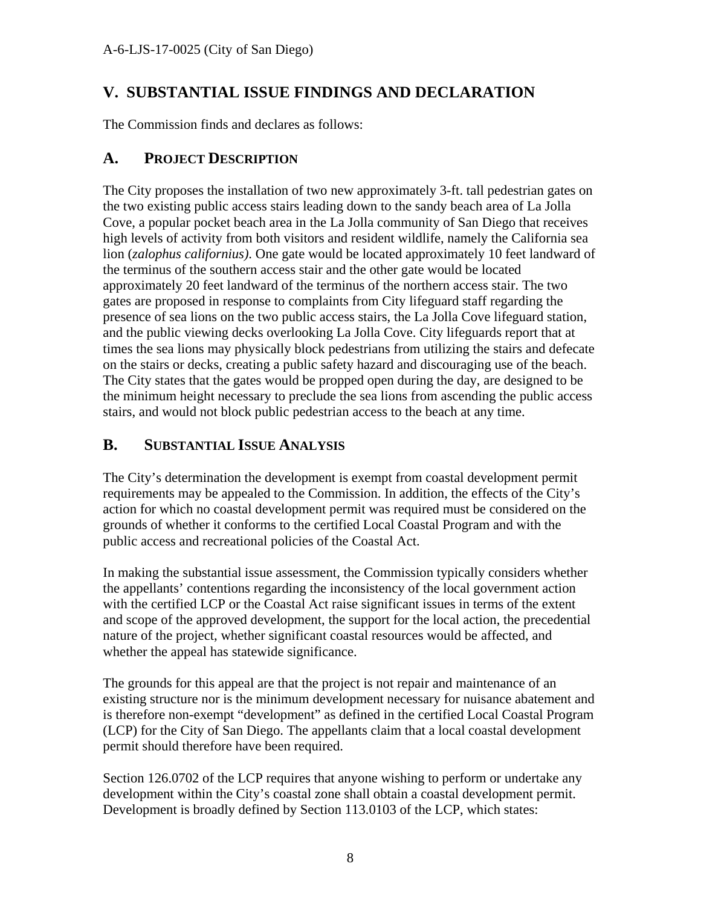## V. SUBSTANTIAL ISSUE FINDINGS AND DECLARATION

The Commission finds and declares as follows:

### A. PROJECT DESCRIPTION

The City proposes the installation of two new approximately 3-ft. tall pedestrian gates on the two existing public access stairs leading down to the sandy beach area of La Jolla Cove, a popular pocket beach area in the La Jolla community of San Diego that receives high levels of activity from both visitors and resident wildlife, namely the California sea lion (*zalophus californius)*. One gate would be located approximately 10 feet landward of the terminus of the southern access stair and the other gate would be located approximately 20 feet landward of the terminus of the northern access stair. The two gates are proposed in response to complaints from City lifeguard staff regarding the presence of sea lions on the two public access stairs, the La Jolla Cove lifeguard station, and the public viewing decks overlooking La Jolla Cove. City lifeguards report that at times the sea lions may physically block pedestrians from utilizing the stairs and defecate on the stairs or decks, creating a public safety hazard and discouraging use of the beach. The City states that the gates would be propped open during the day, are designed to be the minimum height necessary to preclude the sea lions from ascending the public access stairs, and would not block public pedestrian access to the beach at any time.

### B. SUBSTANTIAL ISSUE ANALYSIS

The City's determination the development is exempt from coastal development permit requirements may be appealed to the Commission. In addition, the effects of the City's action for which no coastal development permit was required must be considered on the grounds of whether it conforms to the certified Local Coastal Program and with the public access and recreational policies of the Coastal Act.

In making the substantial issue assessment, the Commission typically considers whether the appellants' contentions regarding the inconsistency of the local government action with the certified LCP or the Coastal Act raise significant issues in terms of the extent and scope of the approved development, the support for the local action, the precedential nature of the project, whether significant coastal resources would be affected, and whether the appeal has statewide significance.

The grounds for this appeal are that the project is not repair and maintenance of an existing structure nor is the minimum development necessary for nuisance abatement and is therefore non-exempt "development" as defined in the certified Local Coastal Program (LCP) for the City of San Diego. The appellants claim that a local coastal development permit should therefore have been required.

Section 126.0702 of the LCP requires that anyone wishing to perform or undertake any development within the City's coastal zone shall obtain a coastal development permit. Development is broadly defined by Section 113.0103 of the LCP, which states: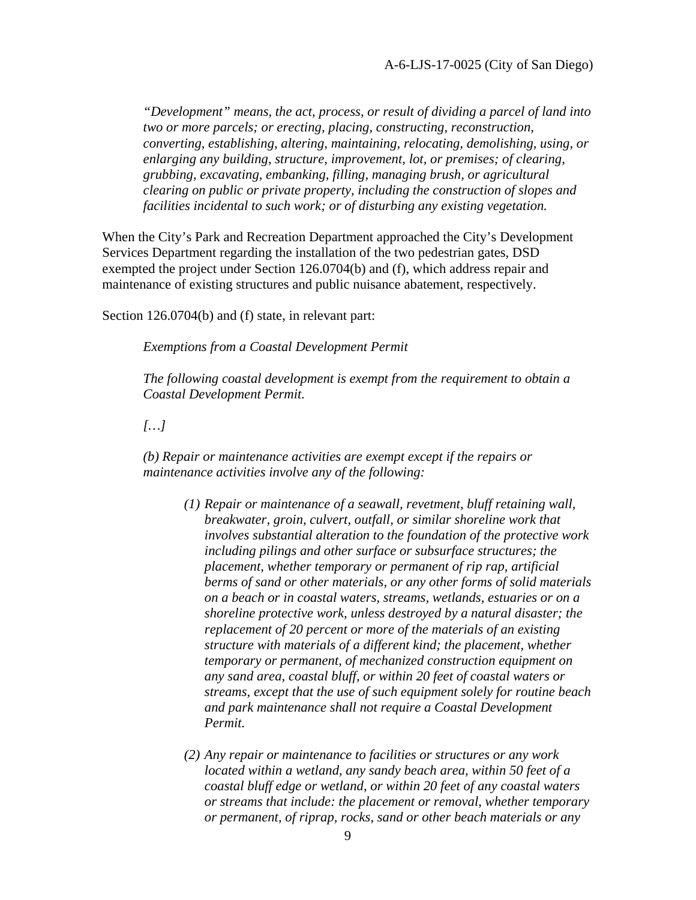*"Development" means, the act, process, or result of dividing a parcel of land into two or more parcels; or erecting, placing, constructing, reconstruction, converting, establishing, altering, maintaining, relocating, demolishing, using, or enlarging any building, structure, improvement, lot, or premises; of clearing, grubbing, excavating, embanking, filling, managing brush, or agricultural clearing on public or private property, including the construction of slopes and facilities incidental to such work; or of disturbing any existing vegetation.*

When the City's Park and Recreation Department approached the City's Development Services Department regarding the installation of the two pedestrian gates, DSD exempted the project under Section 126.0704(b) and (f), which address repair and maintenance of existing structures and public nuisance abatement, respectively.

Section 126.0704(b) and (f) state, in relevant part:

*Exemptions from a Coastal Development Permit*

*The following coastal development is exempt from the requirement to obtain a Coastal Development Permit.*

*[…]*

*(b) Repair or maintenance activities are exempt except if the repairs or maintenance activities involve any of the following:*

*(1) Repair or maintenance of a seawall, revetment, bluff retaining wall, breakwater, groin, culvert, outfall, or similar shoreline work that involves substantial alteration to the foundation of the protective work including pilings and other surface or subsurface structures; the placement, whether temporary or permanent of rip rap, artificial berms of sand or other materials, or any other forms of solid materials on a beach or in coastal waters, streams, wetlands, estuaries or on a shoreline protective work, unless destroyed by a natural disaster; the replacement of 20 percent or more of the materials of an existing structure with materials of a different kind; the placement, whether temporary or permanent, of mechanized construction equipment on any sand area, coastal bluff, or within 20 feet of coastal waters or streams, except that the use of such equipment solely for routine beach and park maintenance shall not require a Coastal Development Permit.*

*(2) Any repair or maintenance to facilities or structures or any work located within a wetland, any sandy beach area, within 50 feet of a coastal bluff edge or wetland, or within 20 feet of any coastal waters or streams that include: the placement or removal, whether temporary or permanent, of riprap, rocks, sand or other beach materials or any*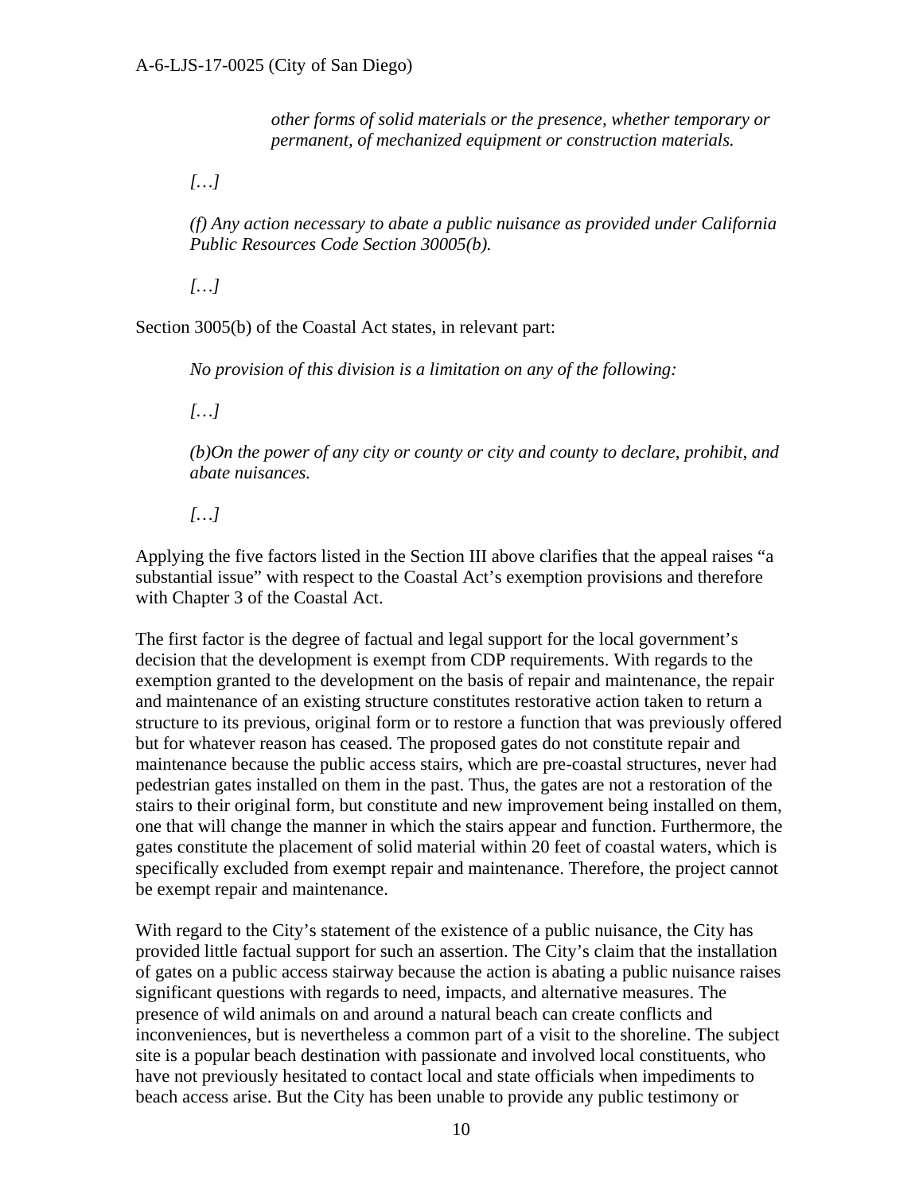*other forms of solid materials or the presence, whether temporary or permanent, of mechanized equipment or construction materials.*

*[…]*

*(f) Any action necessary to abate a public nuisance as provided under California Public Resources Code Section 30005(b).*

*[…]*

Section 3005(b) of the Coastal Act states, in relevant part:

*No provision of this division is a limitation on any of the following:*

*[…]*

*(b)On the power of any city or county or city and county to declare, prohibit, and abate nuisances.*

*[…]*

Applying the five factors listed in the Section III above clarifies that the appeal raises "a substantial issue" with respect to the Coastal Act's exemption provisions and therefore with Chapter 3 of the Coastal Act.

The first factor is the degree of factual and legal support for the local government's decision that the development is exempt from CDP requirements. With regards to the exemption granted to the development on the basis of repair and maintenance, the repair and maintenance of an existing structure constitutes restorative action taken to return a structure to its previous, original form or to restore a function that was previously offered but for whatever reason has ceased. The proposed gates do not constitute repair and maintenance because the public access stairs, which are pre-coastal structures, never had pedestrian gates installed on them in the past. Thus, the gates are not a restoration of the stairs to their original form, but constitute and new improvement being installed on them, one that will change the manner in which the stairs appear and function. Furthermore, the gates constitute the placement of solid material within 20 feet of coastal waters, which is specifically excluded from exempt repair and maintenance. Therefore, the project cannot be exempt repair and maintenance.

With regard to the City's statement of the existence of a public nuisance, the City has provided little factual support for such an assertion. The City's claim that the installation of gates on a public access stairway because the action is abating a public nuisance raises significant questions with regards to need, impacts, and alternative measures. The presence of wild animals on and around a natural beach can create conflicts and inconveniences, but is nevertheless a common part of a visit to the shoreline. The subject site is a popular beach destination with passionate and involved local constituents, who have not previously hesitated to contact local and state officials when impediments to beach access arise. But the City has been unable to provide any public testimony or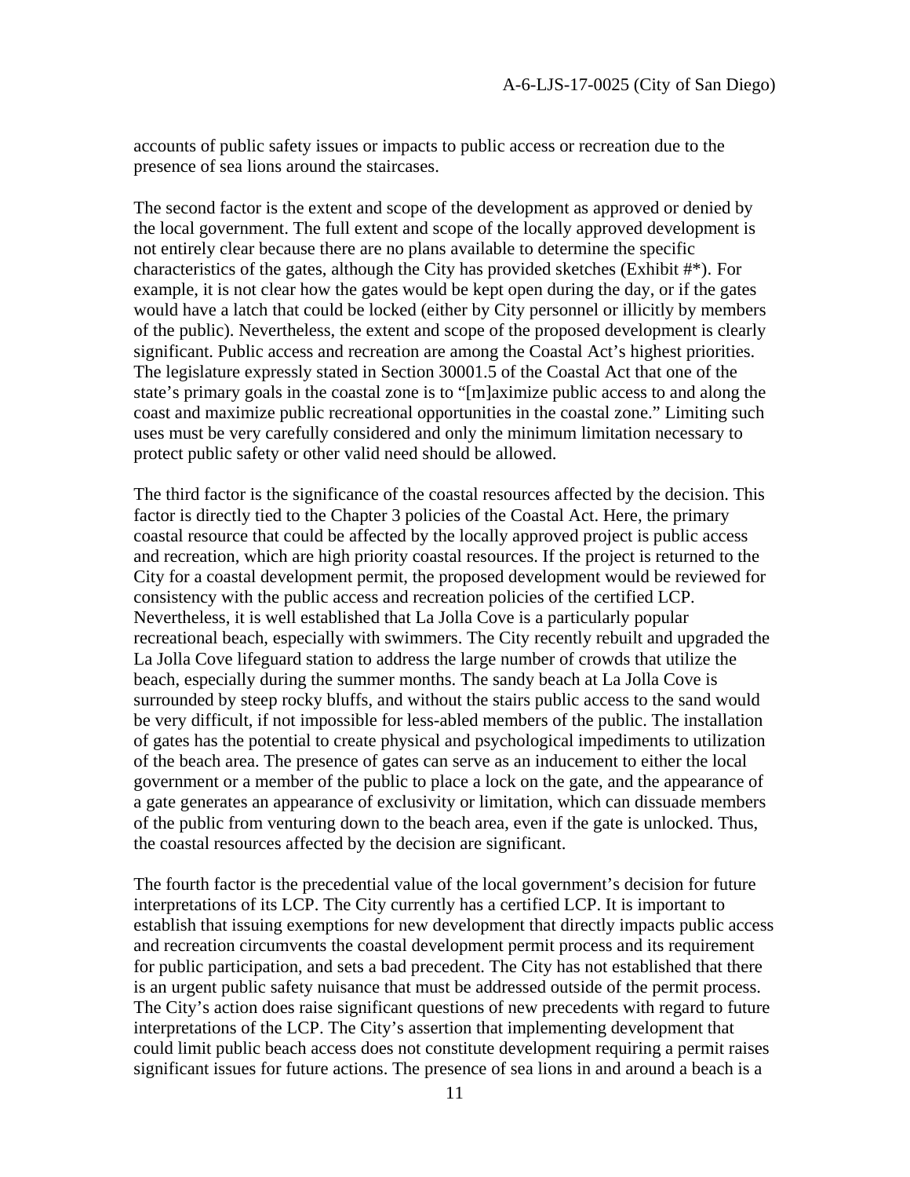accounts of public safety issues or impacts to public access or recreation due to the presence of sea lions around the staircases.

The second factor is the extent and scope of the development as approved or denied by the local government. The full extent and scope of the locally approved development is not entirely clear because there are no plans available to determine the specific characteristics of the gates, although the City has provided sketches (Exhibit #*). For example, it is not clear how the gates would be kept open during the day, or if the gates would have a latch that could be locked (either by City personnel or illicitly by members of the public). Nevertheless, the extent and scope of the proposed development is clearly significant. Public access and recreation are among the Coastal Act's highest priorities. The legislature expressly stated in Section 30001.5 of the Coastal Act that one of the state's primary goals in the coastal zone is to "[m]aximize public access to and along the coast and maximize public recreational opportunities in the coastal zone." Limiting such uses must be very carefully considered and only the minimum limitation necessary to protect public safety or other valid need should be allowed.

The third factor is the significance of the coastal resources affected by the decision. This factor is directly tied to the Chapter 3 policies of the Coastal Act. Here, the primary coastal resource that could be affected by the locally approved project is public access and recreation, which are high priority coastal resources. If the project is returned to the City for a coastal development permit, the proposed development would be reviewed for consistency with the public access and recreation policies of the certified LCP. Nevertheless, it is well established that La Jolla Cove is a particularly popular recreational beach, especially with swimmers. The City recently rebuilt and upgraded the La Jolla Cove lifeguard station to address the large number of crowds that utilize the beach, especially during the summer months. The sandy beach at La Jolla Cove is surrounded by steep rocky bluffs, and without the stairs public access to the sand would be very difficult, if not impossible for less-abled members of the public. The installation of gates has the potential to create physical and psychological impediments to utilization of the beach area. The presence of gates can serve as an inducement to either the local government or a member of the public to place a lock on the gate, and the appearance of a gate generates an appearance of exclusivity or limitation, which can dissuade members of the public from venturing down to the beach area, even if the gate is unlocked. Thus, the coastal resources affected by the decision are significant.

The fourth factor is the precedential value of the local government's decision for future interpretations of its LCP. The City currently has a certified LCP. It is important to establish that issuing exemptions for new development that directly impacts public access and recreation circumvents the coastal development permit process and its requirement for public participation, and sets a bad precedent. The City has not established that there is an urgent public safety nuisance that must be addressed outside of the permit process. The City's action does raise significant questions of new precedents with regard to future interpretations of the LCP. The City's assertion that implementing development that could limit public beach access does not constitute development requiring a permit raises significant issues for future actions. The presence of sea lions in and around a beach is a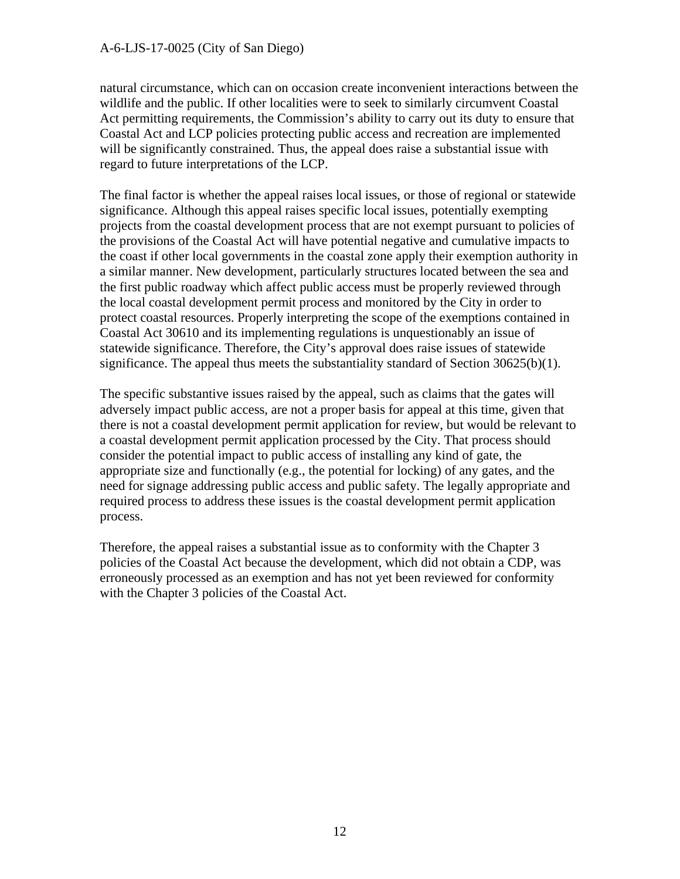natural circumstance, which can on occasion create inconvenient interactions between the wildlife and the public. If other localities were to seek to similarly circumvent Coastal Act permitting requirements, the Commission's ability to carry out its duty to ensure that Coastal Act and LCP policies protecting public access and recreation are implemented will be significantly constrained. Thus, the appeal does raise a substantial issue with regard to future interpretations of the LCP.

The final factor is whether the appeal raises local issues, or those of regional or statewide significance. Although this appeal raises specific local issues, potentially exempting projects from the coastal development process that are not exempt pursuant to policies of the provisions of the Coastal Act will have potential negative and cumulative impacts to the coast if other local governments in the coastal zone apply their exemption authority in a similar manner. New development, particularly structures located between the sea and the first public roadway which affect public access must be properly reviewed through the local coastal development permit process and monitored by the City in order to protect coastal resources. Properly interpreting the scope of the exemptions contained in Coastal Act 30610 and its implementing regulations is unquestionably an issue of statewide significance. Therefore, the City's approval does raise issues of statewide significance. The appeal thus meets the substantiality standard of Section 30625(b)(1).

The specific substantive issues raised by the appeal, such as claims that the gates will adversely impact public access, are not a proper basis for appeal at this time, given that there is not a coastal development permit application for review, but would be relevant to a coastal development permit application processed by the City. That process should consider the potential impact to public access of installing any kind of gate, the appropriate size and functionally (e.g., the potential for locking) of any gates, and the need for signage addressing public access and public safety. The legally appropriate and required process to address these issues is the coastal development permit application process.

Therefore, the appeal raises a substantial issue as to conformity with the Chapter 3 policies of the Coastal Act because the development, which did not obtain a CDP, was erroneously processed as an exemption and has not yet been reviewed for conformity with the Chapter 3 policies of the Coastal Act.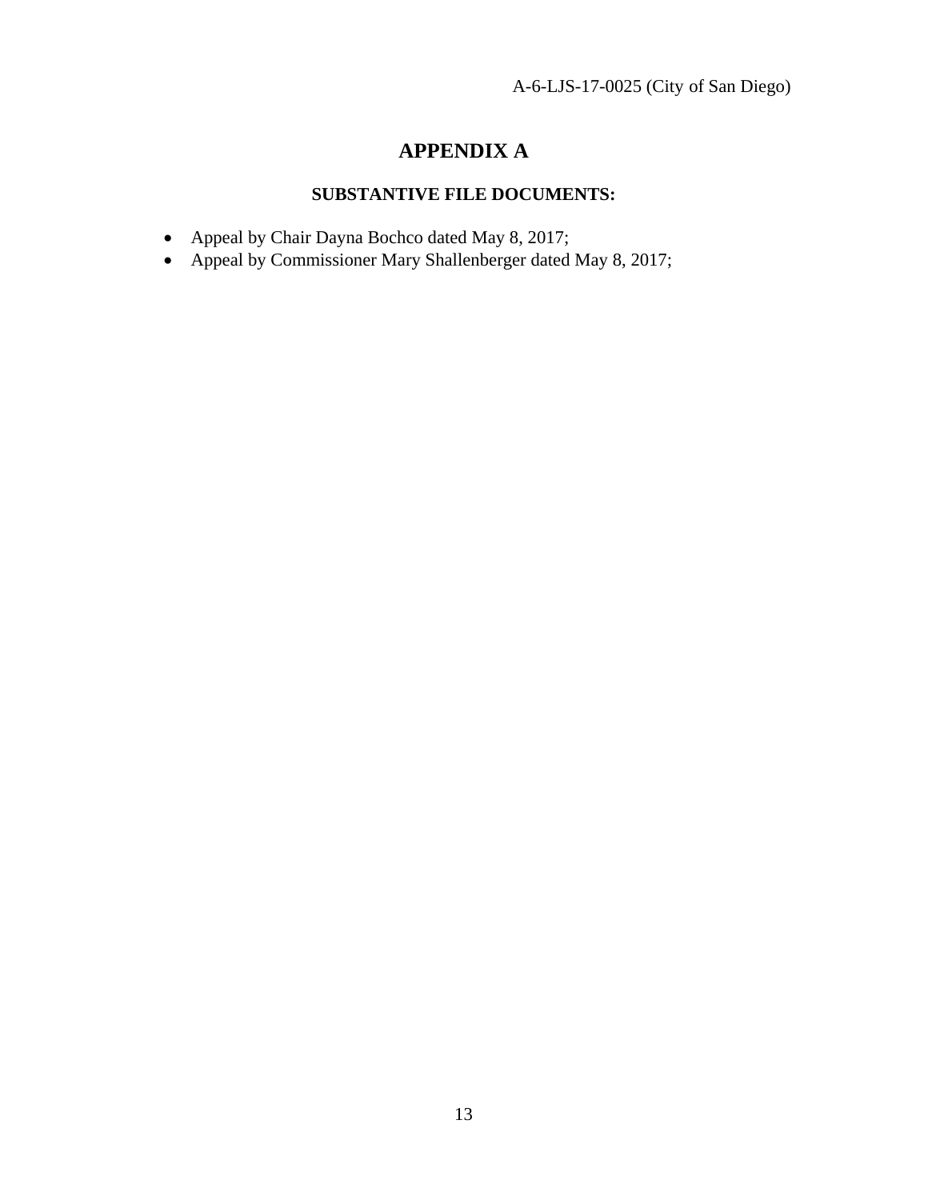# APPENDIX A

## SUBSTANTIVE FILE DOCUMENTS:

- Appeal by Chair Dayna Bochco dated May 8, 2017;
- Appeal by Commissioner Mary Shallenberger dated May 8, 2017;